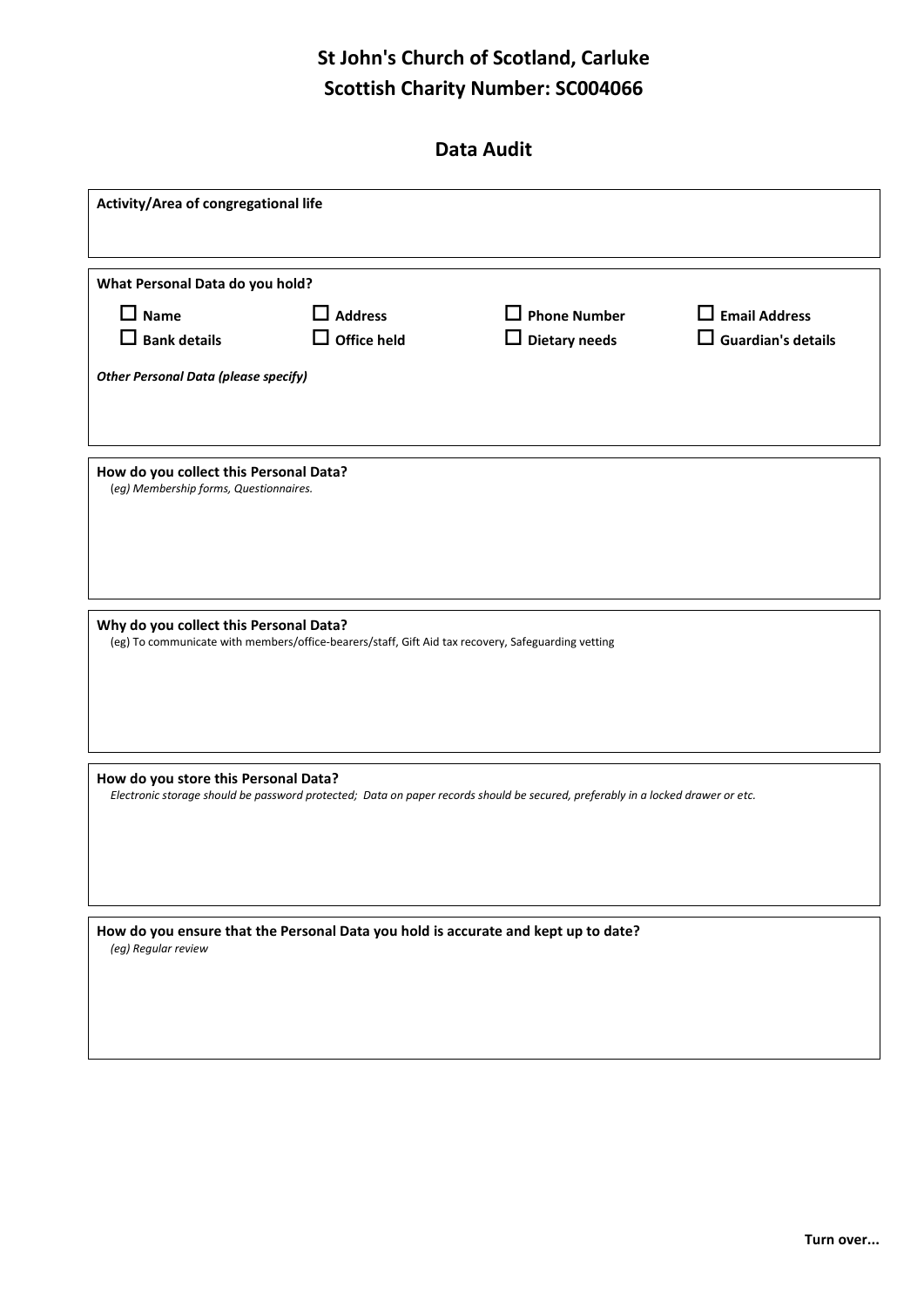# St John's Church of Scotland, Carluke
# Scottish Charity Number: SC004066

## Data Audit

**Activity/Area of congregational life**

**What Personal Data do you hold?**

- ☐ **Name**
- ☐ **Address**
- ☐ **Phone Number**
- ☐ **Email Address**
- ☐ **Bank details**
- ☐ **Office held**
- ☐ **Dietary needs**
- ☐ **Guardian's details**

***Other Personal Data (please specify)***

**How do you collect this Personal Data?**
(*eg) Membership forms, Questionnaires.*

**Why do you collect this Personal Data?**
(eg) To communicate with members/office-bearers/staff, Gift Aid tax recovery, Safeguarding vetting

**How do you store this Personal Data?**
*Electronic storage should be password protected; Data on paper records should be secured, preferably in a locked drawer or etc.*

**How do you ensure that the Personal Data you hold is accurate and kept up to date?**
*(eg) Regular review*

**Turn over...**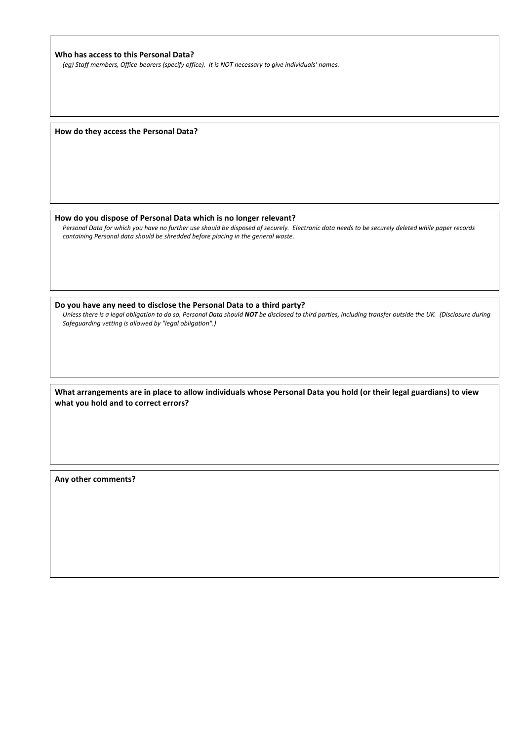**Who has access to this Personal Data?**

*(eg) Staff members, Office-bearers (specify office). It is NOT necessary to give individuals' names.*

**How do they access the Personal Data?**

**How do you dispose of Personal Data which is no longer relevant?**

*Personal Data for which you have no further use should be disposed of securely. Electronic data needs to be securely deleted while paper records containing Personal data should be shredded before placing in the general waste.*

**Do you have any need to disclose the Personal Data to a third party?**

*Unless there is a legal obligation to do so, Personal Data should **NOT** be disclosed to third parties, including transfer outside the UK. (Disclosure during Safeguarding vetting is allowed by "legal obligation".)*

**What arrangements are in place to allow individuals whose Personal Data you hold (or their legal guardians) to view what you hold and to correct errors?**

**Any other comments?**